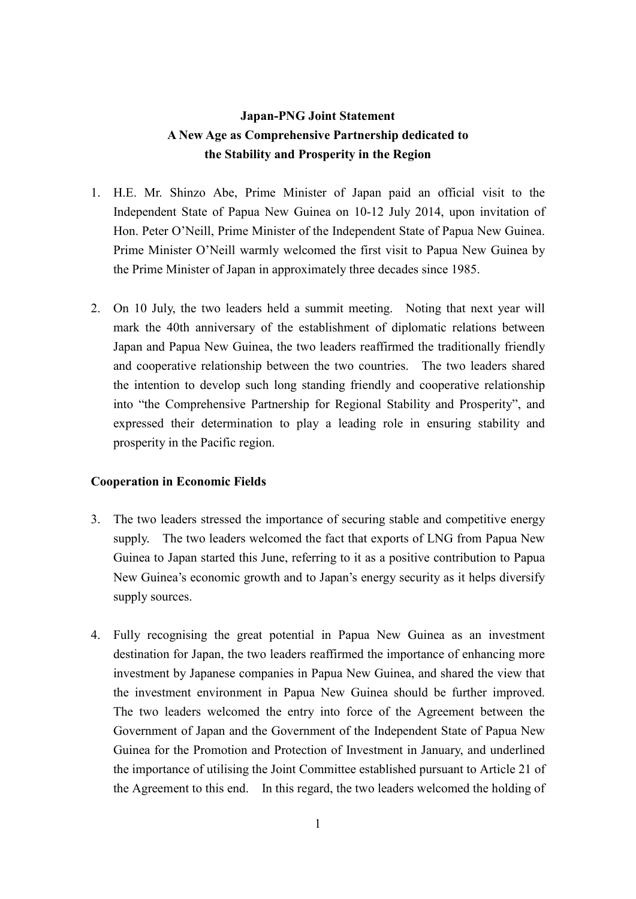# Japan-PNG Joint Statement
## A New Age as Comprehensive Partnership dedicated to the Stability and Prosperity in the Region

1. H.E. Mr. Shinzo Abe, Prime Minister of Japan paid an official visit to the Independent State of Papua New Guinea on 10-12 July 2014, upon invitation of Hon. Peter O'Neill, Prime Minister of the Independent State of Papua New Guinea. Prime Minister O'Neill warmly welcomed the first visit to Papua New Guinea by the Prime Minister of Japan in approximately three decades since 1985.

2. On 10 July, the two leaders held a summit meeting. Noting that next year will mark the 40th anniversary of the establishment of diplomatic relations between Japan and Papua New Guinea, the two leaders reaffirmed the traditionally friendly and cooperative relationship between the two countries. The two leaders shared the intention to develop such long standing friendly and cooperative relationship into "the Comprehensive Partnership for Regional Stability and Prosperity", and expressed their determination to play a leading role in ensuring stability and prosperity in the Pacific region.

### Cooperation in Economic Fields

3. The two leaders stressed the importance of securing stable and competitive energy supply. The two leaders welcomed the fact that exports of LNG from Papua New Guinea to Japan started this June, referring to it as a positive contribution to Papua New Guinea's economic growth and to Japan's energy security as it helps diversify supply sources.

4. Fully recognising the great potential in Papua New Guinea as an investment destination for Japan, the two leaders reaffirmed the importance of enhancing more investment by Japanese companies in Papua New Guinea, and shared the view that the investment environment in Papua New Guinea should be further improved. The two leaders welcomed the entry into force of the Agreement between the Government of Japan and the Government of the Independent State of Papua New Guinea for the Promotion and Protection of Investment in January, and underlined the importance of utilising the Joint Committee established pursuant to Article 21 of the Agreement to this end. In this regard, the two leaders welcomed the holding of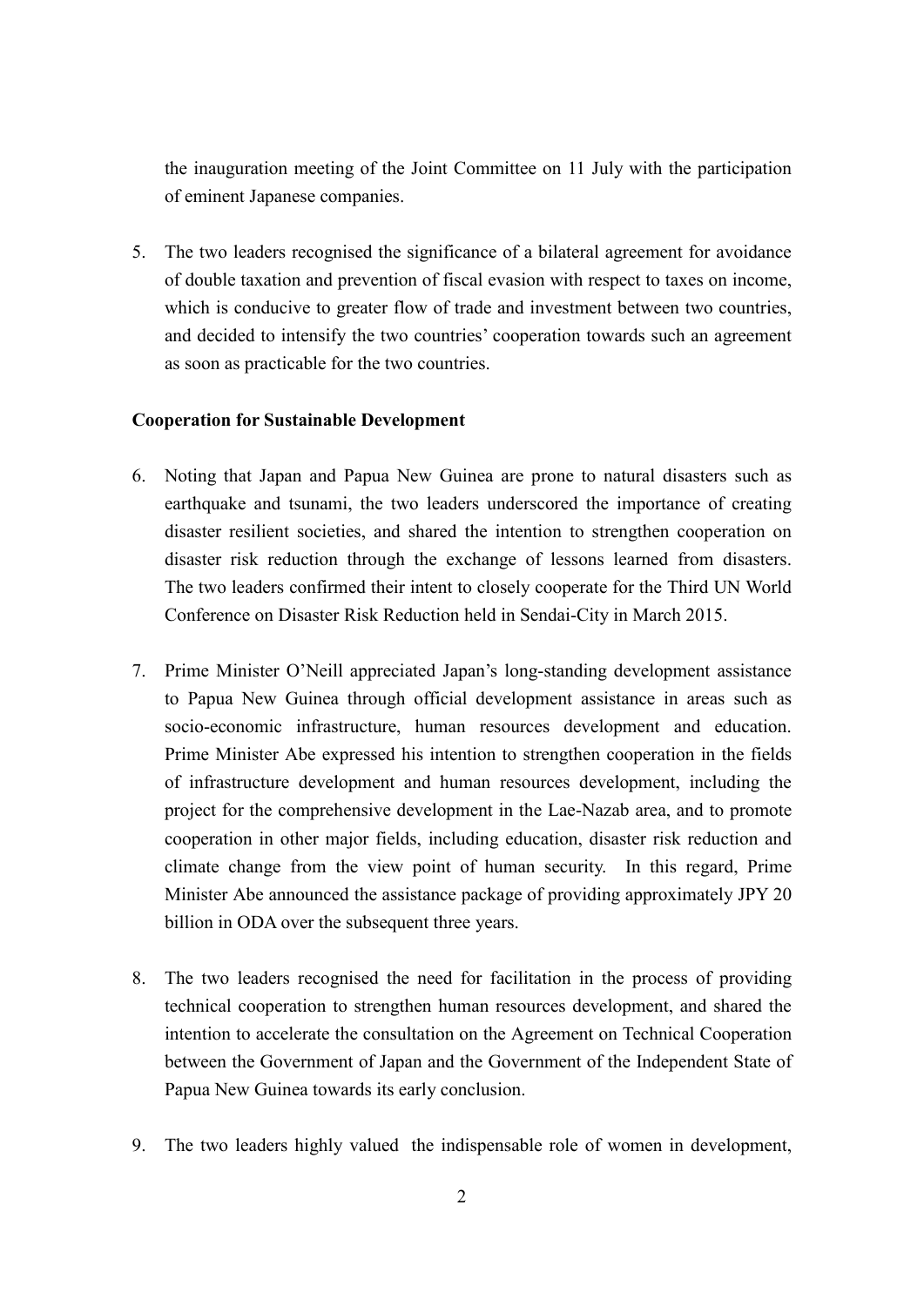the inauguration meeting of the Joint Committee on 11 July with the participation of eminent Japanese companies.

5. The two leaders recognised the significance of a bilateral agreement for avoidance of double taxation and prevention of fiscal evasion with respect to taxes on income, which is conducive to greater flow of trade and investment between two countries, and decided to intensify the two countries' cooperation towards such an agreement as soon as practicable for the two countries.

**Cooperation for Sustainable Development**

6. Noting that Japan and Papua New Guinea are prone to natural disasters such as earthquake and tsunami, the two leaders underscored the importance of creating disaster resilient societies, and shared the intention to strengthen cooperation on disaster risk reduction through the exchange of lessons learned from disasters. The two leaders confirmed their intent to closely cooperate for the Third UN World Conference on Disaster Risk Reduction held in Sendai-City in March 2015.

7. Prime Minister O'Neill appreciated Japan's long-standing development assistance to Papua New Guinea through official development assistance in areas such as socio-economic infrastructure, human resources development and education. Prime Minister Abe expressed his intention to strengthen cooperation in the fields of infrastructure development and human resources development, including the project for the comprehensive development in the Lae-Nazab area, and to promote cooperation in other major fields, including education, disaster risk reduction and climate change from the view point of human security. In this regard, Prime Minister Abe announced the assistance package of providing approximately JPY 20 billion in ODA over the subsequent three years.

8. The two leaders recognised the need for facilitation in the process of providing technical cooperation to strengthen human resources development, and shared the intention to accelerate the consultation on the Agreement on Technical Cooperation between the Government of Japan and the Government of the Independent State of Papua New Guinea towards its early conclusion.

9. The two leaders highly valued the indispensable role of women in development,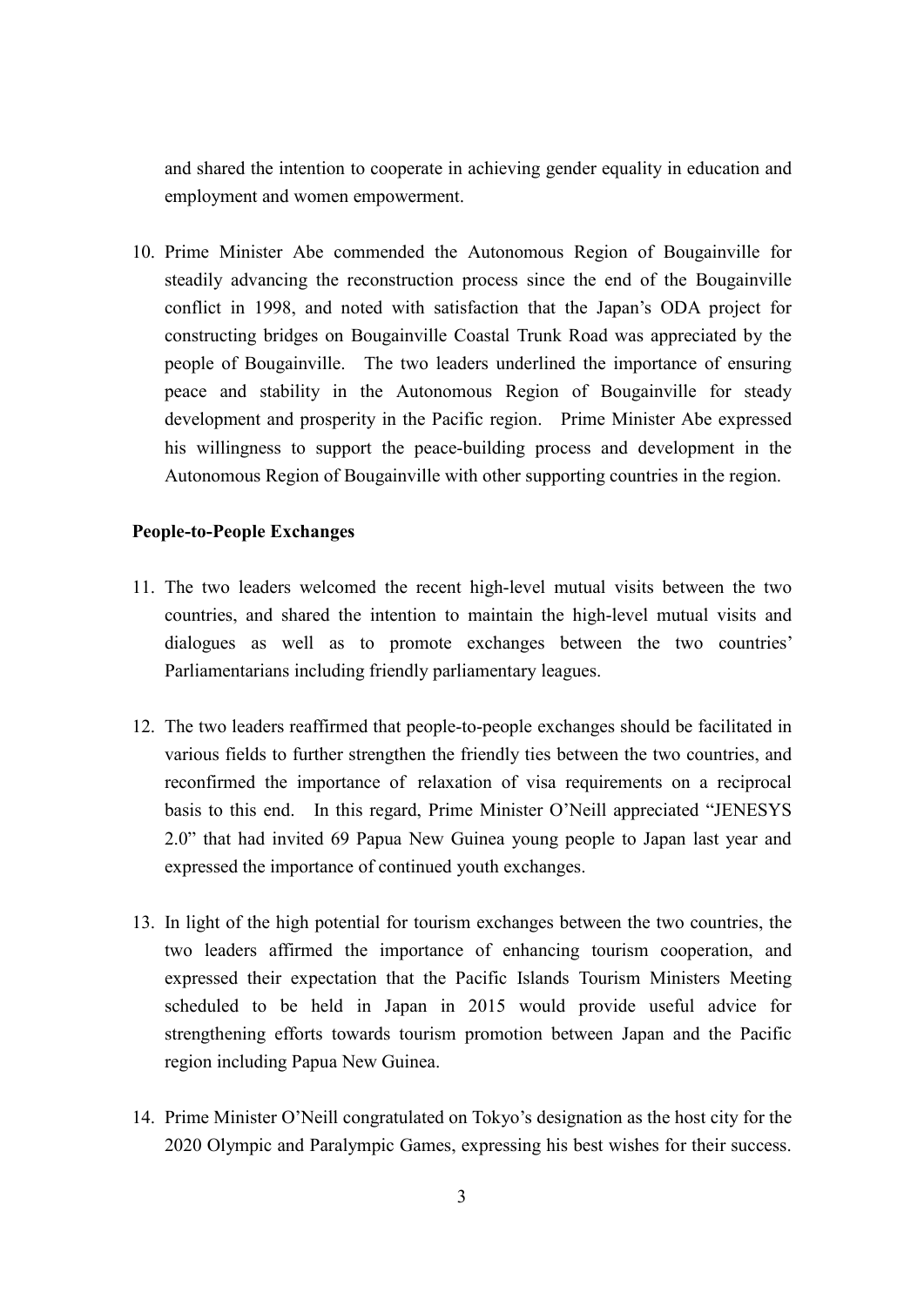and shared the intention to cooperate in achieving gender equality in education and employment and women empowerment.

10. Prime Minister Abe commended the Autonomous Region of Bougainville for steadily advancing the reconstruction process since the end of the Bougainville conflict in 1998, and noted with satisfaction that the Japan's ODA project for constructing bridges on Bougainville Coastal Trunk Road was appreciated by the people of Bougainville. The two leaders underlined the importance of ensuring peace and stability in the Autonomous Region of Bougainville for steady development and prosperity in the Pacific region. Prime Minister Abe expressed his willingness to support the peace-building process and development in the Autonomous Region of Bougainville with other supporting countries in the region.

**People-to-People Exchanges**

11. The two leaders welcomed the recent high-level mutual visits between the two countries, and shared the intention to maintain the high-level mutual visits and dialogues as well as to promote exchanges between the two countries' Parliamentarians including friendly parliamentary leagues.

12. The two leaders reaffirmed that people-to-people exchanges should be facilitated in various fields to further strengthen the friendly ties between the two countries, and reconfirmed the importance of relaxation of visa requirements on a reciprocal basis to this end. In this regard, Prime Minister O'Neill appreciated "JENESYS 2.0" that had invited 69 Papua New Guinea young people to Japan last year and expressed the importance of continued youth exchanges.

13. In light of the high potential for tourism exchanges between the two countries, the two leaders affirmed the importance of enhancing tourism cooperation, and expressed their expectation that the Pacific Islands Tourism Ministers Meeting scheduled to be held in Japan in 2015 would provide useful advice for strengthening efforts towards tourism promotion between Japan and the Pacific region including Papua New Guinea.

14. Prime Minister O'Neill congratulated on Tokyo's designation as the host city for the 2020 Olympic and Paralympic Games, expressing his best wishes for their success.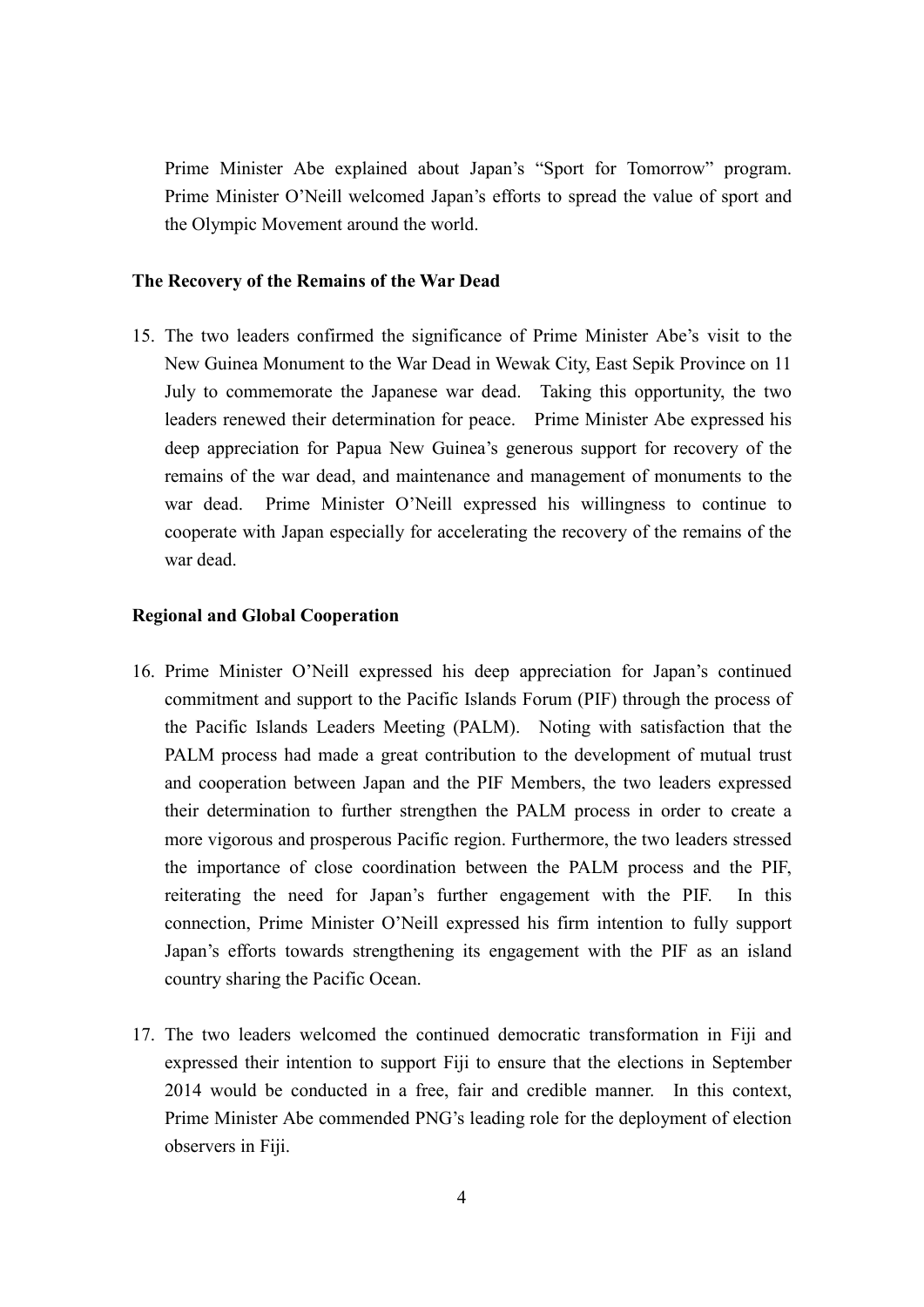Prime Minister Abe explained about Japan's "Sport for Tomorrow" program. Prime Minister O'Neill welcomed Japan's efforts to spread the value of sport and the Olympic Movement around the world.

**The Recovery of the Remains of the War Dead**

15. The two leaders confirmed the significance of Prime Minister Abe's visit to the New Guinea Monument to the War Dead in Wewak City, East Sepik Province on 11 July to commemorate the Japanese war dead. Taking this opportunity, the two leaders renewed their determination for peace. Prime Minister Abe expressed his deep appreciation for Papua New Guinea's generous support for recovery of the remains of the war dead, and maintenance and management of monuments to the war dead. Prime Minister O'Neill expressed his willingness to continue to cooperate with Japan especially for accelerating the recovery of the remains of the war dead.

**Regional and Global Cooperation**

16. Prime Minister O'Neill expressed his deep appreciation for Japan's continued commitment and support to the Pacific Islands Forum (PIF) through the process of the Pacific Islands Leaders Meeting (PALM). Noting with satisfaction that the PALM process had made a great contribution to the development of mutual trust and cooperation between Japan and the PIF Members, the two leaders expressed their determination to further strengthen the PALM process in order to create a more vigorous and prosperous Pacific region. Furthermore, the two leaders stressed the importance of close coordination between the PALM process and the PIF, reiterating the need for Japan's further engagement with the PIF. In this connection, Prime Minister O'Neill expressed his firm intention to fully support Japan's efforts towards strengthening its engagement with the PIF as an island country sharing the Pacific Ocean.

17. The two leaders welcomed the continued democratic transformation in Fiji and expressed their intention to support Fiji to ensure that the elections in September 2014 would be conducted in a free, fair and credible manner. In this context, Prime Minister Abe commended PNG's leading role for the deployment of election observers in Fiji.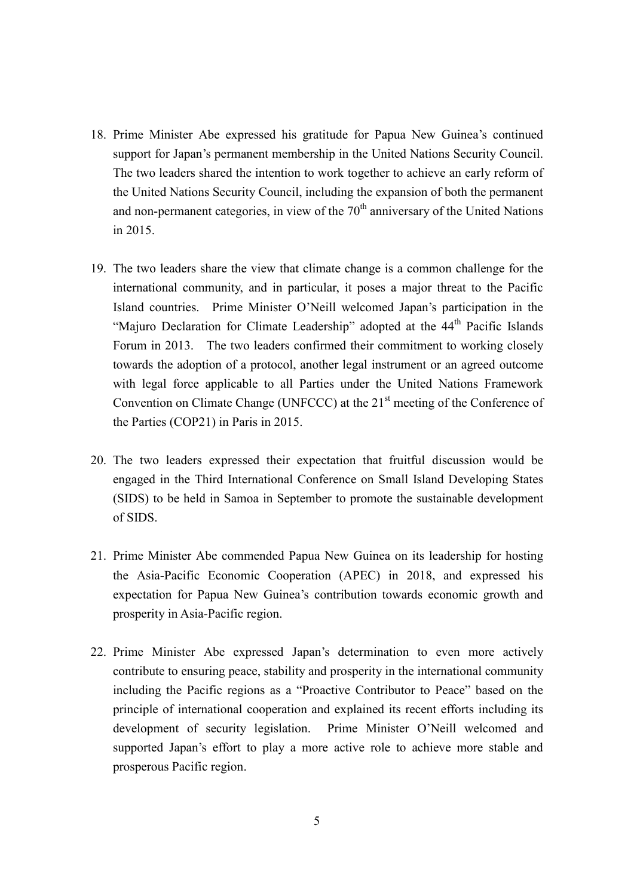18. Prime Minister Abe expressed his gratitude for Papua New Guinea's continued support for Japan's permanent membership in the United Nations Security Council. The two leaders shared the intention to work together to achieve an early reform of the United Nations Security Council, including the expansion of both the permanent and non-permanent categories, in view of the 70th anniversary of the United Nations in 2015.

19. The two leaders share the view that climate change is a common challenge for the international community, and in particular, it poses a major threat to the Pacific Island countries. Prime Minister O'Neill welcomed Japan's participation in the "Majuro Declaration for Climate Leadership" adopted at the 44th Pacific Islands Forum in 2013. The two leaders confirmed their commitment to working closely towards the adoption of a protocol, another legal instrument or an agreed outcome with legal force applicable to all Parties under the United Nations Framework Convention on Climate Change (UNFCCC) at the 21st meeting of the Conference of the Parties (COP21) in Paris in 2015.

20. The two leaders expressed their expectation that fruitful discussion would be engaged in the Third International Conference on Small Island Developing States (SIDS) to be held in Samoa in September to promote the sustainable development of SIDS.

21. Prime Minister Abe commended Papua New Guinea on its leadership for hosting the Asia-Pacific Economic Cooperation (APEC) in 2018, and expressed his expectation for Papua New Guinea's contribution towards economic growth and prosperity in Asia-Pacific region.

22. Prime Minister Abe expressed Japan's determination to even more actively contribute to ensuring peace, stability and prosperity in the international community including the Pacific regions as a "Proactive Contributor to Peace" based on the principle of international cooperation and explained its recent efforts including its development of security legislation. Prime Minister O'Neill welcomed and supported Japan's effort to play a more active role to achieve more stable and prosperous Pacific region.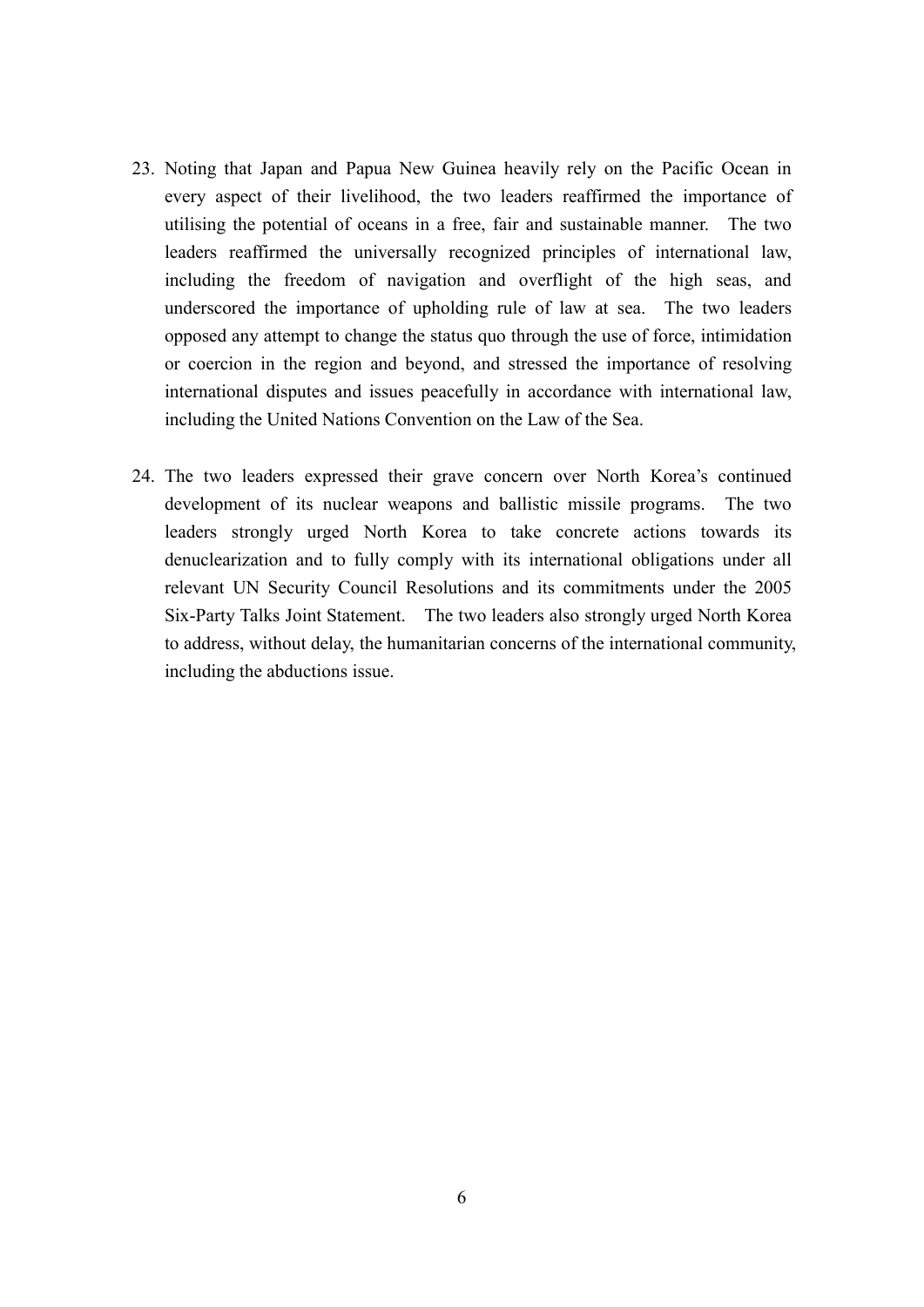23. Noting that Japan and Papua New Guinea heavily rely on the Pacific Ocean in every aspect of their livelihood, the two leaders reaffirmed the importance of utilising the potential of oceans in a free, fair and sustainable manner. The two leaders reaffirmed the universally recognized principles of international law, including the freedom of navigation and overflight of the high seas, and underscored the importance of upholding rule of law at sea. The two leaders opposed any attempt to change the status quo through the use of force, intimidation or coercion in the region and beyond, and stressed the importance of resolving international disputes and issues peacefully in accordance with international law, including the United Nations Convention on the Law of the Sea.

24. The two leaders expressed their grave concern over North Korea's continued development of its nuclear weapons and ballistic missile programs. The two leaders strongly urged North Korea to take concrete actions towards its denuclearization and to fully comply with its international obligations under all relevant UN Security Council Resolutions and its commitments under the 2005 Six-Party Talks Joint Statement. The two leaders also strongly urged North Korea to address, without delay, the humanitarian concerns of the international community, including the abductions issue.